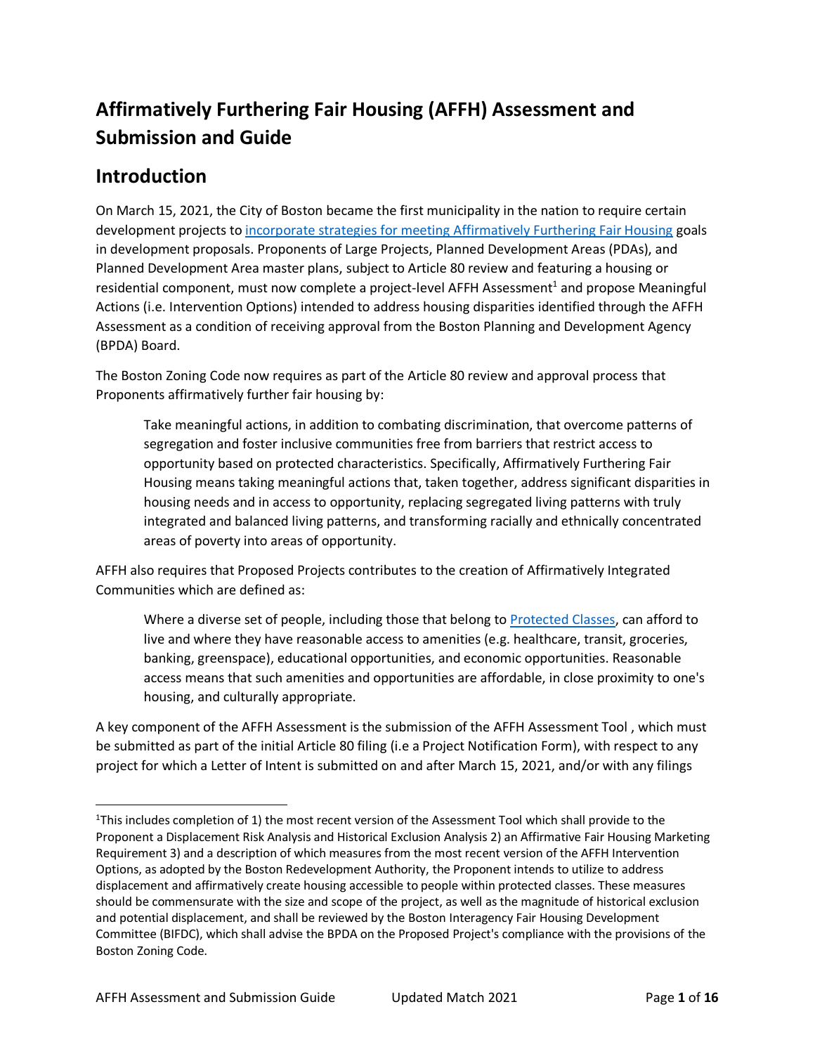# Affirmatively Furthering Fair Housing (AFFH) Assessment and Submission and Guide

## Introduction

On March 15, 2021, the City of Boston became the first municipality in the nation to require certain development projects to incorporate strategies for meeting Affirmatively Furthering Fair Housing goals in development proposals. Proponents of Large Projects, Planned Development Areas (PDAs), and Planned Development Area master plans, subject to Article 80 review and featuring a housing or residential component, must now complete a project-level AFFH Assessment[1] and propose Meaningful Actions (i.e. Intervention Options) intended to address housing disparities identified through the AFFH Assessment as a condition of receiving approval from the Boston Planning and Development Agency (BPDA) Board.

The Boston Zoning Code now requires as part of the Article 80 review and approval process that Proponents affirmatively further fair housing by:

> Take meaningful actions, in addition to combating discrimination, that overcome patterns of segregation and foster inclusive communities free from barriers that restrict access to opportunity based on protected characteristics. Specifically, Affirmatively Furthering Fair Housing means taking meaningful actions that, taken together, address significant disparities in housing needs and in access to opportunity, replacing segregated living patterns with truly integrated and balanced living patterns, and transforming racially and ethnically concentrated areas of poverty into areas of opportunity.

AFFH also requires that Proposed Projects contributes to the creation of Affirmatively Integrated Communities which are defined as:

> Where a diverse set of people, including those that belong to Protected Classes, can afford to live and where they have reasonable access to amenities (e.g. healthcare, transit, groceries, banking, greenspace), educational opportunities, and economic opportunities. Reasonable access means that such amenities and opportunities are affordable, in close proximity to one's housing, and culturally appropriate.

A key component of the AFFH Assessment is the submission of the AFFH Assessment Tool , which must be submitted as part of the initial Article 80 filing (i.e a Project Notification Form), with respect to any project for which a Letter of Intent is submitted on and after March 15, 2021, and/or with any filings

---

[1] This includes completion of 1) the most recent version of the Assessment Tool which shall provide to the Proponent a Displacement Risk Analysis and Historical Exclusion Analysis 2) an Affirmative Fair Housing Marketing Requirement 3) and a description of which measures from the most recent version of the AFFH Intervention Options, as adopted by the Boston Redevelopment Authority, the Proponent intends to utilize to address displacement and affirmatively create housing accessible to people within protected classes. These measures should be commensurate with the size and scope of the project, as well as the magnitude of historical exclusion and potential displacement, and shall be reviewed by the Boston Interagency Fair Housing Development Committee (BIFDC), which shall advise the BPDA on the Proposed Project's compliance with the provisions of the Boston Zoning Code.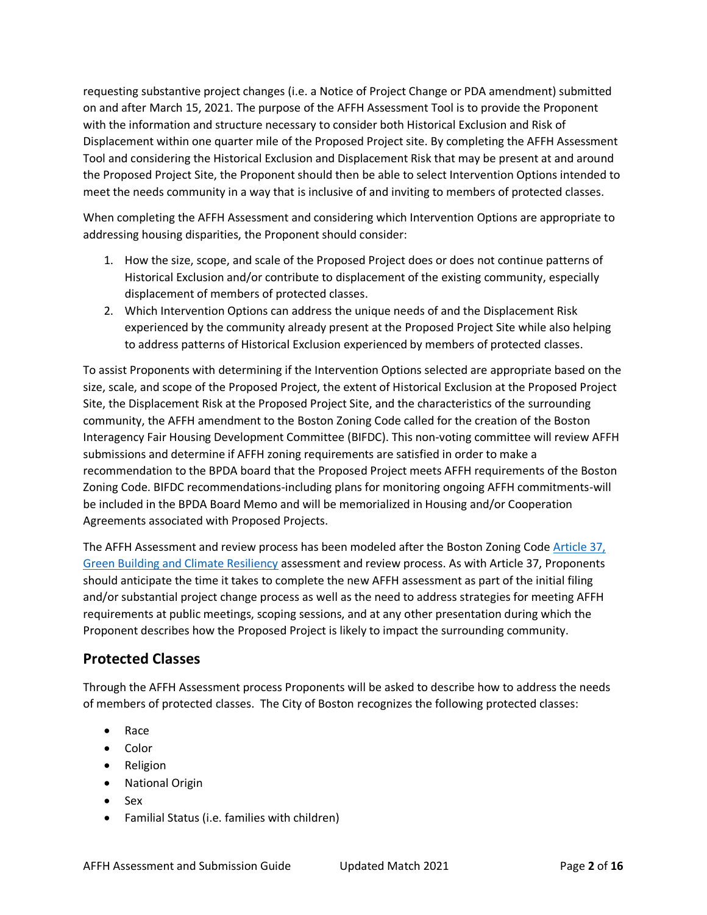requesting substantive project changes (i.e. a Notice of Project Change or PDA amendment) submitted on and after March 15, 2021. The purpose of the AFFH Assessment Tool is to provide the Proponent with the information and structure necessary to consider both Historical Exclusion and Risk of Displacement within one quarter mile of the Proposed Project site. By completing the AFFH Assessment Tool and considering the Historical Exclusion and Displacement Risk that may be present at and around the Proposed Project Site, the Proponent should then be able to select Intervention Options intended to meet the needs community in a way that is inclusive of and inviting to members of protected classes.

When completing the AFFH Assessment and considering which Intervention Options are appropriate to addressing housing disparities, the Proponent should consider:

1. How the size, scope, and scale of the Proposed Project does or does not continue patterns of Historical Exclusion and/or contribute to displacement of the existing community, especially displacement of members of protected classes.
2. Which Intervention Options can address the unique needs of and the Displacement Risk experienced by the community already present at the Proposed Project Site while also helping to address patterns of Historical Exclusion experienced by members of protected classes.

To assist Proponents with determining if the Intervention Options selected are appropriate based on the size, scale, and scope of the Proposed Project, the extent of Historical Exclusion at the Proposed Project Site, the Displacement Risk at the Proposed Project Site, and the characteristics of the surrounding community, the AFFH amendment to the Boston Zoning Code called for the creation of the Boston Interagency Fair Housing Development Committee (BIFDC). This non-voting committee will review AFFH submissions and determine if AFFH zoning requirements are satisfied in order to make a recommendation to the BPDA board that the Proposed Project meets AFFH requirements of the Boston Zoning Code. BIFDC recommendations-including plans for monitoring ongoing AFFH commitments-will be included in the BPDA Board Memo and will be memorialized in Housing and/or Cooperation Agreements associated with Proposed Projects.

The AFFH Assessment and review process has been modeled after the Boston Zoning Code Article 37, Green Building and Climate Resiliency assessment and review process. As with Article 37, Proponents should anticipate the time it takes to complete the new AFFH assessment as part of the initial filing and/or substantial project change process as well as the need to address strategies for meeting AFFH requirements at public meetings, scoping sessions, and at any other presentation during which the Proponent describes how the Proposed Project is likely to impact the surrounding community.

## Protected Classes

Through the AFFH Assessment process Proponents will be asked to describe how to address the needs of members of protected classes. The City of Boston recognizes the following protected classes:

- Race
- Color
- Religion
- National Origin
- Sex
- Familial Status (i.e. families with children)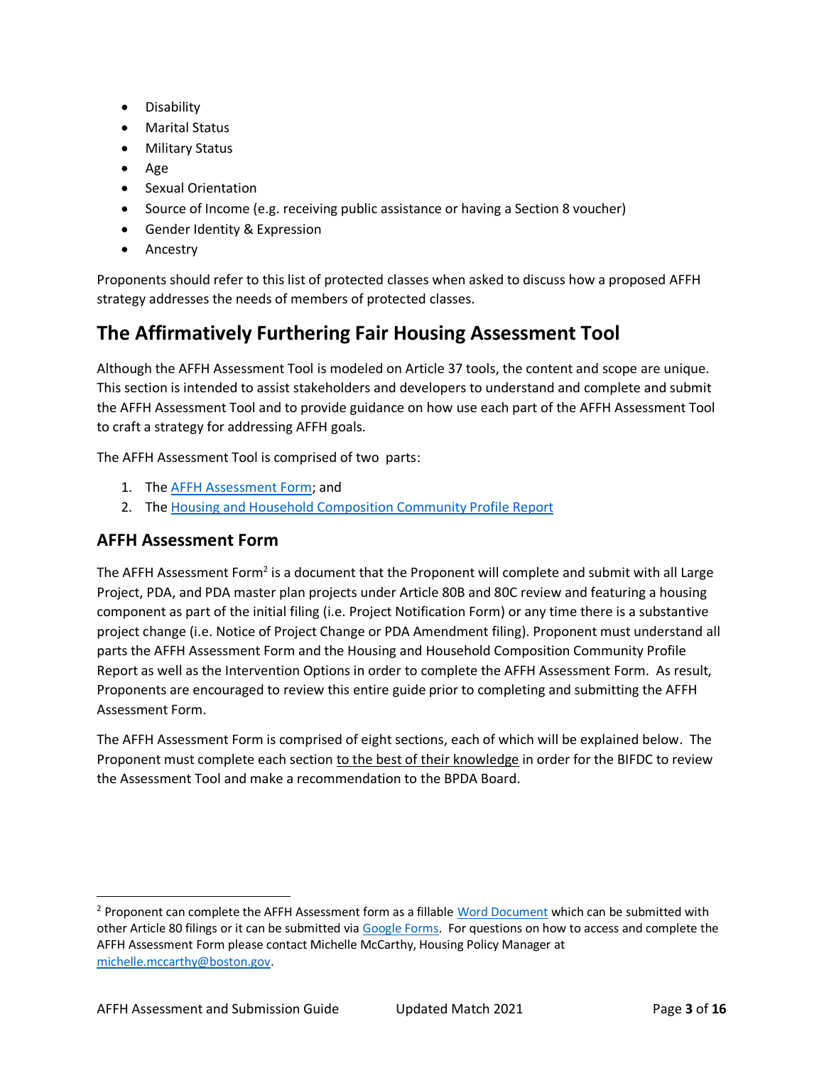- Disability
- Marital Status
- Military Status
- Age
- Sexual Orientation
- Source of Income (e.g. receiving public assistance or having a Section 8 voucher)
- Gender Identity & Expression
- Ancestry

Proponents should refer to this list of protected classes when asked to discuss how a proposed AFFH strategy addresses the needs of members of protected classes.

# The Affirmatively Furthering Fair Housing Assessment Tool

Although the AFFH Assessment Tool is modeled on Article 37 tools, the content and scope are unique. This section is intended to assist stakeholders and developers to understand and complete and submit the AFFH Assessment Tool and to provide guidance on how use each part of the AFFH Assessment Tool to craft a strategy for addressing AFFH goals.

The AFFH Assessment Tool is comprised of two parts:

1. The AFFH Assessment Form; and
2. The Housing and Household Composition Community Profile Report

## AFFH Assessment Form

The AFFH Assessment Form[2] is a document that the Proponent will complete and submit with all Large Project, PDA, and PDA master plan projects under Article 80B and 80C review and featuring a housing component as part of the initial filing (i.e. Project Notification Form) or any time there is a substantive project change (i.e. Notice of Project Change or PDA Amendment filing). Proponent must understand all parts the AFFH Assessment Form and the Housing and Household Composition Community Profile Report as well as the Intervention Options in order to complete the AFFH Assessment Form. As result, Proponents are encouraged to review this entire guide prior to completing and submitting the AFFH Assessment Form.

The AFFH Assessment Form is comprised of eight sections, each of which will be explained below. The Proponent must complete each section to the best of their knowledge in order for the BIFDC to review the Assessment Tool and make a recommendation to the BPDA Board.

---

[2] Proponent can complete the AFFH Assessment form as a fillable Word Document which can be submitted with other Article 80 filings or it can be submitted via Google Forms. For questions on how to access and complete the AFFH Assessment Form please contact Michelle McCarthy, Housing Policy Manager at michelle.mccarthy@boston.gov.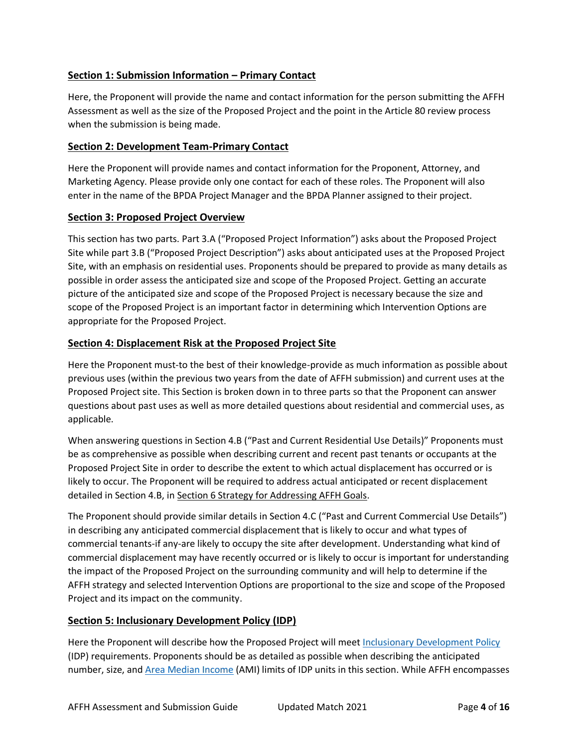## Section 1: Submission Information – Primary Contact

Here, the Proponent will provide the name and contact information for the person submitting the AFFH Assessment as well as the size of the Proposed Project and the point in the Article 80 review process when the submission is being made.

## Section 2: Development Team-Primary Contact

Here the Proponent will provide names and contact information for the Proponent, Attorney, and Marketing Agency. Please provide only one contact for each of these roles. The Proponent will also enter in the name of the BPDA Project Manager and the BPDA Planner assigned to their project.

## Section 3: Proposed Project Overview

This section has two parts. Part 3.A ("Proposed Project Information") asks about the Proposed Project Site while part 3.B ("Proposed Project Description") asks about anticipated uses at the Proposed Project Site, with an emphasis on residential uses. Proponents should be prepared to provide as many details as possible in order assess the anticipated size and scope of the Proposed Project. Getting an accurate picture of the anticipated size and scope of the Proposed Project is necessary because the size and scope of the Proposed Project is an important factor in determining which Intervention Options are appropriate for the Proposed Project.

## Section 4: Displacement Risk at the Proposed Project Site

Here the Proponent must-to the best of their knowledge-provide as much information as possible about previous uses (within the previous two years from the date of AFFH submission) and current uses at the Proposed Project site. This Section is broken down in to three parts so that the Proponent can answer questions about past uses as well as more detailed questions about residential and commercial uses, as applicable.

When answering questions in Section 4.B ("Past and Current Residential Use Details)" Proponents must be as comprehensive as possible when describing current and recent past tenants or occupants at the Proposed Project Site in order to describe the extent to which actual displacement has occurred or is likely to occur. The Proponent will be required to address actual anticipated or recent displacement detailed in Section 4.B, in Section 6 Strategy for Addressing AFFH Goals.

The Proponent should provide similar details in Section 4.C ("Past and Current Commercial Use Details") in describing any anticipated commercial displacement that is likely to occur and what types of commercial tenants-if any-are likely to occupy the site after development. Understanding what kind of commercial displacement may have recently occurred or is likely to occur is important for understanding the impact of the Proposed Project on the surrounding community and will help to determine if the AFFH strategy and selected Intervention Options are proportional to the size and scope of the Proposed Project and its impact on the community.

## Section 5: Inclusionary Development Policy (IDP)

Here the Proponent will describe how the Proposed Project will meet Inclusionary Development Policy (IDP) requirements. Proponents should be as detailed as possible when describing the anticipated number, size, and Area Median Income (AMI) limits of IDP units in this section. While AFFH encompasses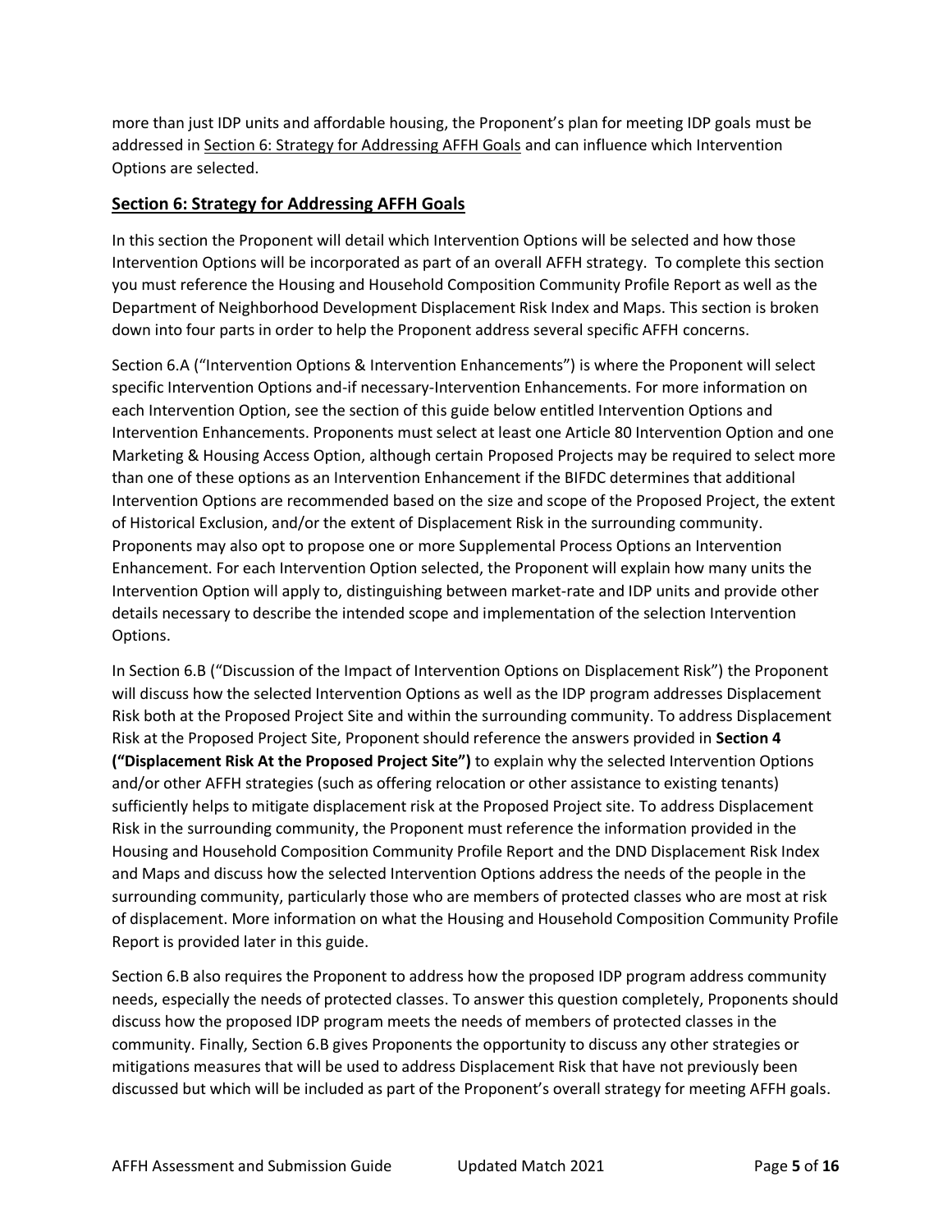more than just IDP units and affordable housing, the Proponent's plan for meeting IDP goals must be addressed in Section 6: Strategy for Addressing AFFH Goals and can influence which Intervention Options are selected.

## Section 6: Strategy for Addressing AFFH Goals

In this section the Proponent will detail which Intervention Options will be selected and how those Intervention Options will be incorporated as part of an overall AFFH strategy. To complete this section you must reference the Housing and Household Composition Community Profile Report as well as the Department of Neighborhood Development Displacement Risk Index and Maps. This section is broken down into four parts in order to help the Proponent address several specific AFFH concerns.

Section 6.A ("Intervention Options & Intervention Enhancements") is where the Proponent will select specific Intervention Options and-if necessary-Intervention Enhancements. For more information on each Intervention Option, see the section of this guide below entitled Intervention Options and Intervention Enhancements. Proponents must select at least one Article 80 Intervention Option and one Marketing & Housing Access Option, although certain Proposed Projects may be required to select more than one of these options as an Intervention Enhancement if the BIFDC determines that additional Intervention Options are recommended based on the size and scope of the Proposed Project, the extent of Historical Exclusion, and/or the extent of Displacement Risk in the surrounding community. Proponents may also opt to propose one or more Supplemental Process Options an Intervention Enhancement. For each Intervention Option selected, the Proponent will explain how many units the Intervention Option will apply to, distinguishing between market-rate and IDP units and provide other details necessary to describe the intended scope and implementation of the selection Intervention Options.

In Section 6.B ("Discussion of the Impact of Intervention Options on Displacement Risk") the Proponent will discuss how the selected Intervention Options as well as the IDP program addresses Displacement Risk both at the Proposed Project Site and within the surrounding community. To address Displacement Risk at the Proposed Project Site, Proponent should reference the answers provided in **Section 4 ("Displacement Risk At the Proposed Project Site")** to explain why the selected Intervention Options and/or other AFFH strategies (such as offering relocation or other assistance to existing tenants) sufficiently helps to mitigate displacement risk at the Proposed Project site. To address Displacement Risk in the surrounding community, the Proponent must reference the information provided in the Housing and Household Composition Community Profile Report and the DND Displacement Risk Index and Maps and discuss how the selected Intervention Options address the needs of the people in the surrounding community, particularly those who are members of protected classes who are most at risk of displacement. More information on what the Housing and Household Composition Community Profile Report is provided later in this guide.

Section 6.B also requires the Proponent to address how the proposed IDP program address community needs, especially the needs of protected classes. To answer this question completely, Proponents should discuss how the proposed IDP program meets the needs of members of protected classes in the community. Finally, Section 6.B gives Proponents the opportunity to discuss any other strategies or mitigations measures that will be used to address Displacement Risk that have not previously been discussed but which will be included as part of the Proponent's overall strategy for meeting AFFH goals.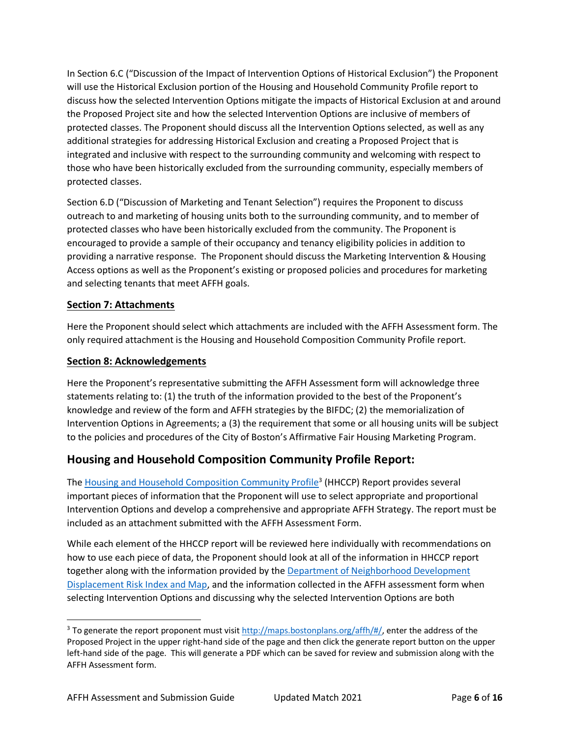In Section 6.C ("Discussion of the Impact of Intervention Options of Historical Exclusion") the Proponent will use the Historical Exclusion portion of the Housing and Household Community Profile report to discuss how the selected Intervention Options mitigate the impacts of Historical Exclusion at and around the Proposed Project site and how the selected Intervention Options are inclusive of members of protected classes. The Proponent should discuss all the Intervention Options selected, as well as any additional strategies for addressing Historical Exclusion and creating a Proposed Project that is integrated and inclusive with respect to the surrounding community and welcoming with respect to those who have been historically excluded from the surrounding community, especially members of protected classes.

Section 6.D ("Discussion of Marketing and Tenant Selection") requires the Proponent to discuss outreach to and marketing of housing units both to the surrounding community, and to member of protected classes who have been historically excluded from the community. The Proponent is encouraged to provide a sample of their occupancy and tenancy eligibility policies in addition to providing a narrative response. The Proponent should discuss the Marketing Intervention & Housing Access options as well as the Proponent's existing or proposed policies and procedures for marketing and selecting tenants that meet AFFH goals.

### Section 7: Attachments

Here the Proponent should select which attachments are included with the AFFH Assessment form. The only required attachment is the Housing and Household Composition Community Profile report.

### Section 8: Acknowledgements

Here the Proponent's representative submitting the AFFH Assessment form will acknowledge three statements relating to: (1) the truth of the information provided to the best of the Proponent's knowledge and review of the form and AFFH strategies by the BIFDC; (2) the memorialization of Intervention Options in Agreements; a (3) the requirement that some or all housing units will be subject to the policies and procedures of the City of Boston's Affirmative Fair Housing Marketing Program.

## Housing and Household Composition Community Profile Report:

The Housing and Household Composition Community Profile[3] (HHCCP) Report provides several important pieces of information that the Proponent will use to select appropriate and proportional Intervention Options and develop a comprehensive and appropriate AFFH Strategy. The report must be included as an attachment submitted with the AFFH Assessment Form.

While each element of the HHCCP report will be reviewed here individually with recommendations on how to use each piece of data, the Proponent should look at all of the information in HHCCP report together along with the information provided by the Department of Neighborhood Development Displacement Risk Index and Map, and the information collected in the AFFH assessment form when selecting Intervention Options and discussing why the selected Intervention Options are both

[3] To generate the report proponent must visit http://maps.bostonplans.org/affh/#/, enter the address of the Proposed Project in the upper right-hand side of the page and then click the generate report button on the upper left-hand side of the page. This will generate a PDF which can be saved for review and submission along with the AFFH Assessment form.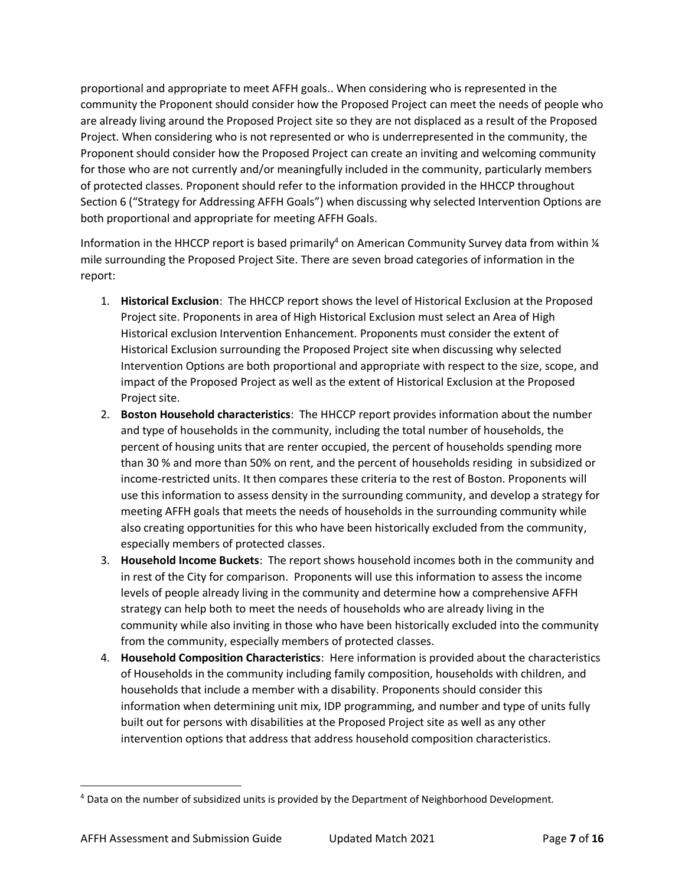proportional and appropriate to meet AFFH goals.. When considering who is represented in the community the Proponent should consider how the Proposed Project can meet the needs of people who are already living around the Proposed Project site so they are not displaced as a result of the Proposed Project. When considering who is not represented or who is underrepresented in the community, the Proponent should consider how the Proposed Project can create an inviting and welcoming community for those who are not currently and/or meaningfully included in the community, particularly members of protected classes. Proponent should refer to the information provided in the HHCCP throughout Section 6 ("Strategy for Addressing AFFH Goals") when discussing why selected Intervention Options are both proportional and appropriate for meeting AFFH Goals.

Information in the HHCCP report is based primarily[4] on American Community Survey data from within ¼ mile surrounding the Proposed Project Site. There are seven broad categories of information in the report:

1. **Historical Exclusion**: The HHCCP report shows the level of Historical Exclusion at the Proposed Project site. Proponents in area of High Historical Exclusion must select an Area of High Historical exclusion Intervention Enhancement. Proponents must consider the extent of Historical Exclusion surrounding the Proposed Project site when discussing why selected Intervention Options are both proportional and appropriate with respect to the size, scope, and impact of the Proposed Project as well as the extent of Historical Exclusion at the Proposed Project site.
2. **Boston Household characteristics**: The HHCCP report provides information about the number and type of households in the community, including the total number of households, the percent of housing units that are renter occupied, the percent of households spending more than 30 % and more than 50% on rent, and the percent of households residing in subsidized or income-restricted units. It then compares these criteria to the rest of Boston. Proponents will use this information to assess density in the surrounding community, and develop a strategy for meeting AFFH goals that meets the needs of households in the surrounding community while also creating opportunities for this who have been historically excluded from the community, especially members of protected classes.
3. **Household Income Buckets**: The report shows household incomes both in the community and in rest of the City for comparison. Proponents will use this information to assess the income levels of people already living in the community and determine how a comprehensive AFFH strategy can help both to meet the needs of households who are already living in the community while also inviting in those who have been historically excluded into the community from the community, especially members of protected classes.
4. **Household Composition Characteristics**: Here information is provided about the characteristics of Households in the community including family composition, households with children, and households that include a member with a disability. Proponents should consider this information when determining unit mix, IDP programming, and number and type of units fully built out for persons with disabilities at the Proposed Project site as well as any other intervention options that address that address household composition characteristics.

[4] Data on the number of subsidized units is provided by the Department of Neighborhood Development.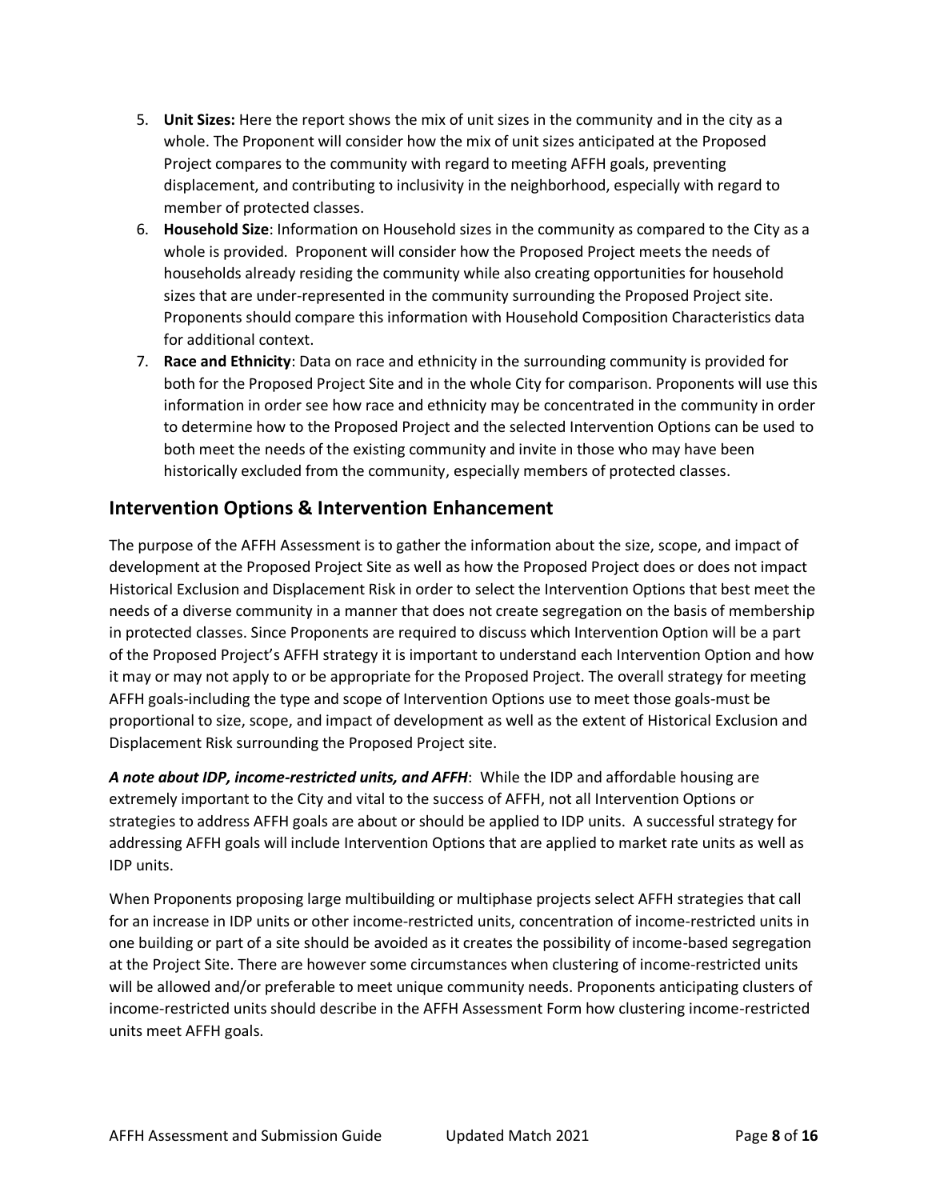5. **Unit Sizes:** Here the report shows the mix of unit sizes in the community and in the city as a whole. The Proponent will consider how the mix of unit sizes anticipated at the Proposed Project compares to the community with regard to meeting AFFH goals, preventing displacement, and contributing to inclusivity in the neighborhood, especially with regard to member of protected classes.
6. **Household Size**: Information on Household sizes in the community as compared to the City as a whole is provided. Proponent will consider how the Proposed Project meets the needs of households already residing the community while also creating opportunities for household sizes that are under-represented in the community surrounding the Proposed Project site. Proponents should compare this information with Household Composition Characteristics data for additional context.
7. **Race and Ethnicity**: Data on race and ethnicity in the surrounding community is provided for both for the Proposed Project Site and in the whole City for comparison. Proponents will use this information in order see how race and ethnicity may be concentrated in the community in order to determine how to the Proposed Project and the selected Intervention Options can be used to both meet the needs of the existing community and invite in those who may have been historically excluded from the community, especially members of protected classes.

## Intervention Options & Intervention Enhancement

The purpose of the AFFH Assessment is to gather the information about the size, scope, and impact of development at the Proposed Project Site as well as how the Proposed Project does or does not impact Historical Exclusion and Displacement Risk in order to select the Intervention Options that best meet the needs of a diverse community in a manner that does not create segregation on the basis of membership in protected classes. Since Proponents are required to discuss which Intervention Option will be a part of the Proposed Project's AFFH strategy it is important to understand each Intervention Option and how it may or may not apply to or be appropriate for the Proposed Project. The overall strategy for meeting AFFH goals-including the type and scope of Intervention Options use to meet those goals-must be proportional to size, scope, and impact of development as well as the extent of Historical Exclusion and Displacement Risk surrounding the Proposed Project site.

***A note about IDP, income-restricted units, and AFFH***: While the IDP and affordable housing are extremely important to the City and vital to the success of AFFH, not all Intervention Options or strategies to address AFFH goals are about or should be applied to IDP units. A successful strategy for addressing AFFH goals will include Intervention Options that are applied to market rate units as well as IDP units.

When Proponents proposing large multibuilding or multiphase projects select AFFH strategies that call for an increase in IDP units or other income-restricted units, concentration of income-restricted units in one building or part of a site should be avoided as it creates the possibility of income-based segregation at the Project Site. There are however some circumstances when clustering of income-restricted units will be allowed and/or preferable to meet unique community needs. Proponents anticipating clusters of income-restricted units should describe in the AFFH Assessment Form how clustering income-restricted units meet AFFH goals.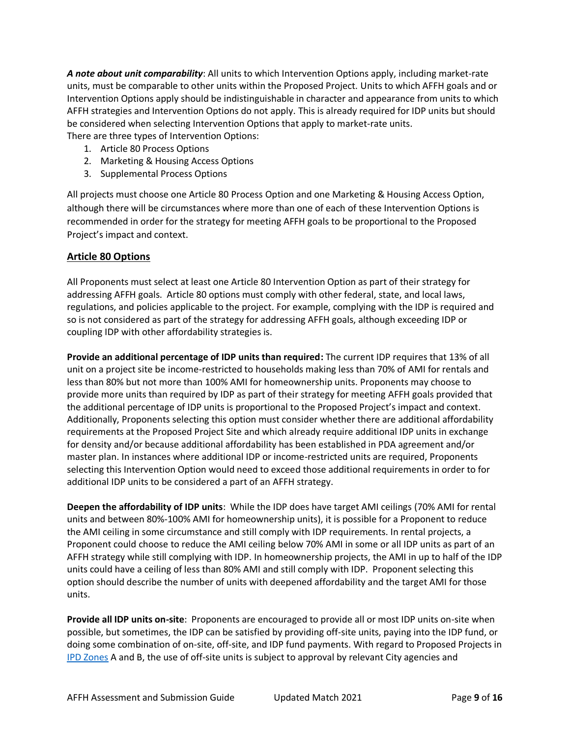***A note about unit comparability***: All units to which Intervention Options apply, including market-rate units, must be comparable to other units within the Proposed Project. Units to which AFFH goals and or Intervention Options apply should be indistinguishable in character and appearance from units to which AFFH strategies and Intervention Options do not apply. This is already required for IDP units but should be considered when selecting Intervention Options that apply to market-rate units.
There are three types of Intervention Options:

1. Article 80 Process Options
2. Marketing & Housing Access Options
3. Supplemental Process Options

All projects must choose one Article 80 Process Option and one Marketing & Housing Access Option, although there will be circumstances where more than one of each of these Intervention Options is recommended in order for the strategy for meeting AFFH goals to be proportional to the Proposed Project's impact and context.

## Article 80 Options

All Proponents must select at least one Article 80 Intervention Option as part of their strategy for addressing AFFH goals. Article 80 options must comply with other federal, state, and local laws, regulations, and policies applicable to the project. For example, complying with the IDP is required and so is not considered as part of the strategy for addressing AFFH goals, although exceeding IDP or coupling IDP with other affordability strategies is.

**Provide an additional percentage of IDP units than required:** The current IDP requires that 13% of all unit on a project site be income-restricted to households making less than 70% of AMI for rentals and less than 80% but not more than 100% AMI for homeownership units. Proponents may choose to provide more units than required by IDP as part of their strategy for meeting AFFH goals provided that the additional percentage of IDP units is proportional to the Proposed Project's impact and context. Additionally, Proponents selecting this option must consider whether there are additional affordability requirements at the Proposed Project Site and which already require additional IDP units in exchange for density and/or because additional affordability has been established in PDA agreement and/or master plan. In instances where additional IDP or income-restricted units are required, Proponents selecting this Intervention Option would need to exceed those additional requirements in order to for additional IDP units to be considered a part of an AFFH strategy.

**Deepen the affordability of IDP units**: While the IDP does have target AMI ceilings (70% AMI for rental units and between 80%-100% AMI for homeownership units), it is possible for a Proponent to reduce the AMI ceiling in some circumstance and still comply with IDP requirements. In rental projects, a Proponent could choose to reduce the AMI ceiling below 70% AMI in some or all IDP units as part of an AFFH strategy while still complying with IDP. In homeownership projects, the AMI in up to half of the IDP units could have a ceiling of less than 80% AMI and still comply with IDP. Proponent selecting this option should describe the number of units with deepened affordability and the target AMI for those units.

**Provide all IDP units on-site**: Proponents are encouraged to provide all or most IDP units on-site when possible, but sometimes, the IDP can be satisfied by providing off-site units, paying into the IDP fund, or doing some combination of on-site, off-site, and IDP fund payments. With regard to Proposed Projects in IPD Zones A and B, the use of off-site units is subject to approval by relevant City agencies and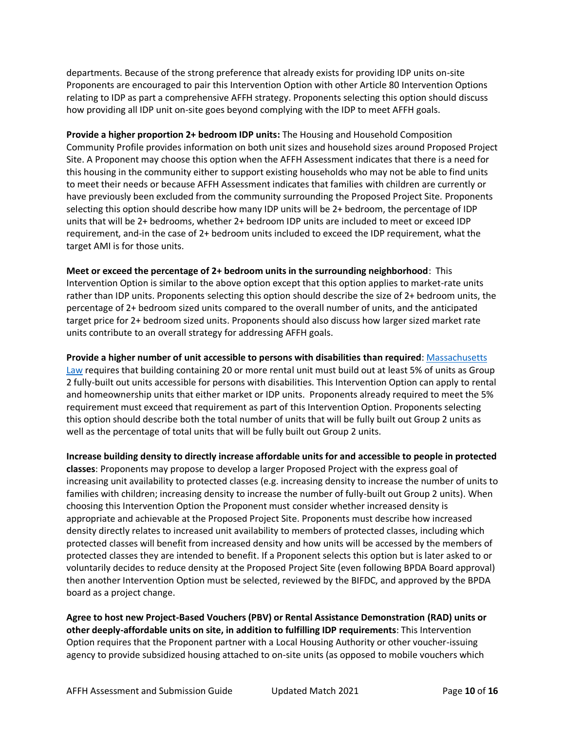departments. Because of the strong preference that already exists for providing IDP units on-site Proponents are encouraged to pair this Intervention Option with other Article 80 Intervention Options relating to IDP as part a comprehensive AFFH strategy. Proponents selecting this option should discuss how providing all IDP unit on-site goes beyond complying with the IDP to meet AFFH goals.

**Provide a higher proportion 2+ bedroom IDP units:** The Housing and Household Composition Community Profile provides information on both unit sizes and household sizes around Proposed Project Site. A Proponent may choose this option when the AFFH Assessment indicates that there is a need for this housing in the community either to support existing households who may not be able to find units to meet their needs or because AFFH Assessment indicates that families with children are currently or have previously been excluded from the community surrounding the Proposed Project Site. Proponents selecting this option should describe how many IDP units will be 2+ bedroom, the percentage of IDP units that will be 2+ bedrooms, whether 2+ bedroom IDP units are included to meet or exceed IDP requirement, and-in the case of 2+ bedroom units included to exceed the IDP requirement, what the target AMI is for those units.

**Meet or exceed the percentage of 2+ bedroom units in the surrounding neighborhood**: This Intervention Option is similar to the above option except that this option applies to market-rate units rather than IDP units. Proponents selecting this option should describe the size of 2+ bedroom units, the percentage of 2+ bedroom sized units compared to the overall number of units, and the anticipated target price for 2+ bedroom sized units. Proponents should also discuss how larger sized market rate units contribute to an overall strategy for addressing AFFH goals.

**Provide a higher number of unit accessible to persons with disabilities than required**: Massachusetts Law requires that building containing 20 or more rental unit must build out at least 5% of units as Group 2 fully-built out units accessible for persons with disabilities. This Intervention Option can apply to rental and homeownership units that either market or IDP units. Proponents already required to meet the 5% requirement must exceed that requirement as part of this Intervention Option. Proponents selecting this option should describe both the total number of units that will be fully built out Group 2 units as well as the percentage of total units that will be fully built out Group 2 units.

**Increase building density to directly increase affordable units for and accessible to people in protected classes**: Proponents may propose to develop a larger Proposed Project with the express goal of increasing unit availability to protected classes (e.g. increasing density to increase the number of units to families with children; increasing density to increase the number of fully-built out Group 2 units). When choosing this Intervention Option the Proponent must consider whether increased density is appropriate and achievable at the Proposed Project Site. Proponents must describe how increased density directly relates to increased unit availability to members of protected classes, including which protected classes will benefit from increased density and how units will be accessed by the members of protected classes they are intended to benefit. If a Proponent selects this option but is later asked to or voluntarily decides to reduce density at the Proposed Project Site (even following BPDA Board approval) then another Intervention Option must be selected, reviewed by the BIFDC, and approved by the BPDA board as a project change.

**Agree to host new Project-Based Vouchers (PBV) or Rental Assistance Demonstration (RAD) units or other deeply-affordable units on site, in addition to fulfilling IDP requirements**: This Intervention Option requires that the Proponent partner with a Local Housing Authority or other voucher-issuing agency to provide subsidized housing attached to on-site units (as opposed to mobile vouchers which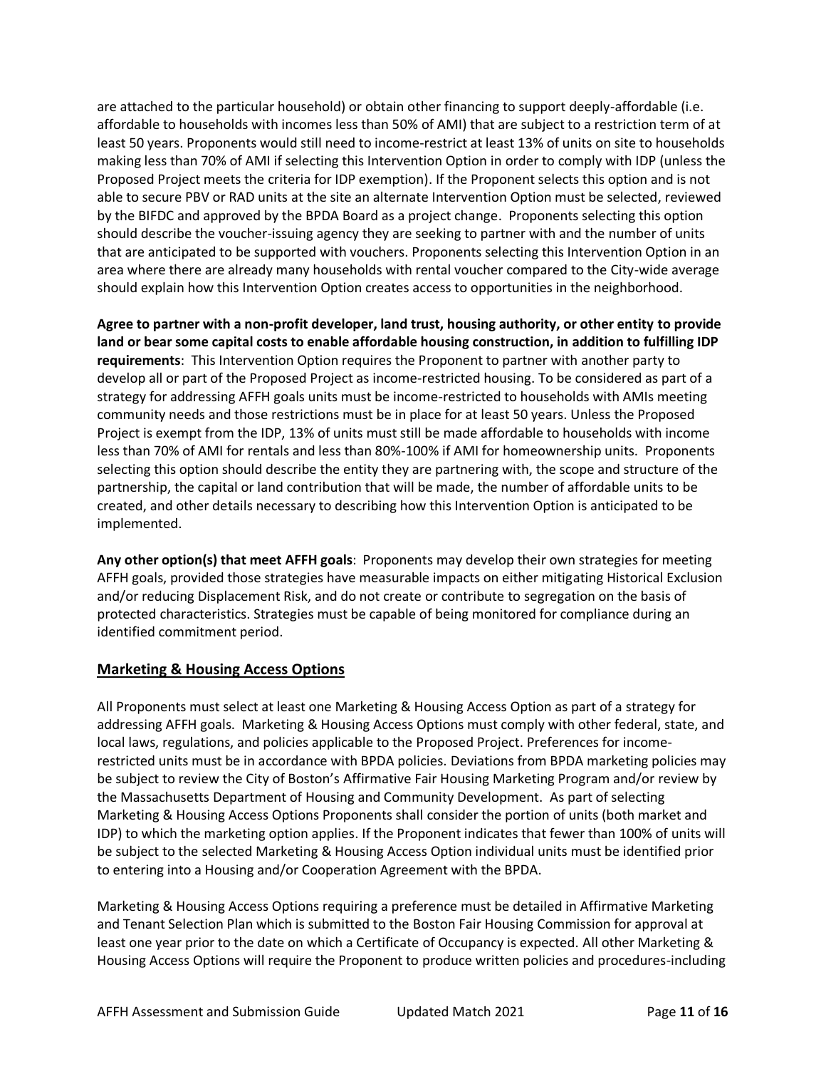are attached to the particular household) or obtain other financing to support deeply-affordable (i.e. affordable to households with incomes less than 50% of AMI) that are subject to a restriction term of at least 50 years. Proponents would still need to income-restrict at least 13% of units on site to households making less than 70% of AMI if selecting this Intervention Option in order to comply with IDP (unless the Proposed Project meets the criteria for IDP exemption). If the Proponent selects this option and is not able to secure PBV or RAD units at the site an alternate Intervention Option must be selected, reviewed by the BIFDC and approved by the BPDA Board as a project change. Proponents selecting this option should describe the voucher-issuing agency they are seeking to partner with and the number of units that are anticipated to be supported with vouchers. Proponents selecting this Intervention Option in an area where there are already many households with rental voucher compared to the City-wide average should explain how this Intervention Option creates access to opportunities in the neighborhood.

**Agree to partner with a non-profit developer, land trust, housing authority, or other entity to provide land or bear some capital costs to enable affordable housing construction, in addition to fulfilling IDP requirements**: This Intervention Option requires the Proponent to partner with another party to develop all or part of the Proposed Project as income-restricted housing. To be considered as part of a strategy for addressing AFFH goals units must be income-restricted to households with AMIs meeting community needs and those restrictions must be in place for at least 50 years. Unless the Proposed Project is exempt from the IDP, 13% of units must still be made affordable to households with income less than 70% of AMI for rentals and less than 80%-100% if AMI for homeownership units. Proponents selecting this option should describe the entity they are partnering with, the scope and structure of the partnership, the capital or land contribution that will be made, the number of affordable units to be created, and other details necessary to describing how this Intervention Option is anticipated to be implemented.

**Any other option(s) that meet AFFH goals**: Proponents may develop their own strategies for meeting AFFH goals, provided those strategies have measurable impacts on either mitigating Historical Exclusion and/or reducing Displacement Risk, and do not create or contribute to segregation on the basis of protected characteristics. Strategies must be capable of being monitored for compliance during an identified commitment period.

## Marketing & Housing Access Options

All Proponents must select at least one Marketing & Housing Access Option as part of a strategy for addressing AFFH goals. Marketing & Housing Access Options must comply with other federal, state, and local laws, regulations, and policies applicable to the Proposed Project. Preferences for income-restricted units must be in accordance with BPDA policies. Deviations from BPDA marketing policies may be subject to review the City of Boston's Affirmative Fair Housing Marketing Program and/or review by the Massachusetts Department of Housing and Community Development. As part of selecting Marketing & Housing Access Options Proponents shall consider the portion of units (both market and IDP) to which the marketing option applies. If the Proponent indicates that fewer than 100% of units will be subject to the selected Marketing & Housing Access Option individual units must be identified prior to entering into a Housing and/or Cooperation Agreement with the BPDA.

Marketing & Housing Access Options requiring a preference must be detailed in Affirmative Marketing and Tenant Selection Plan which is submitted to the Boston Fair Housing Commission for approval at least one year prior to the date on which a Certificate of Occupancy is expected. All other Marketing & Housing Access Options will require the Proponent to produce written policies and procedures-including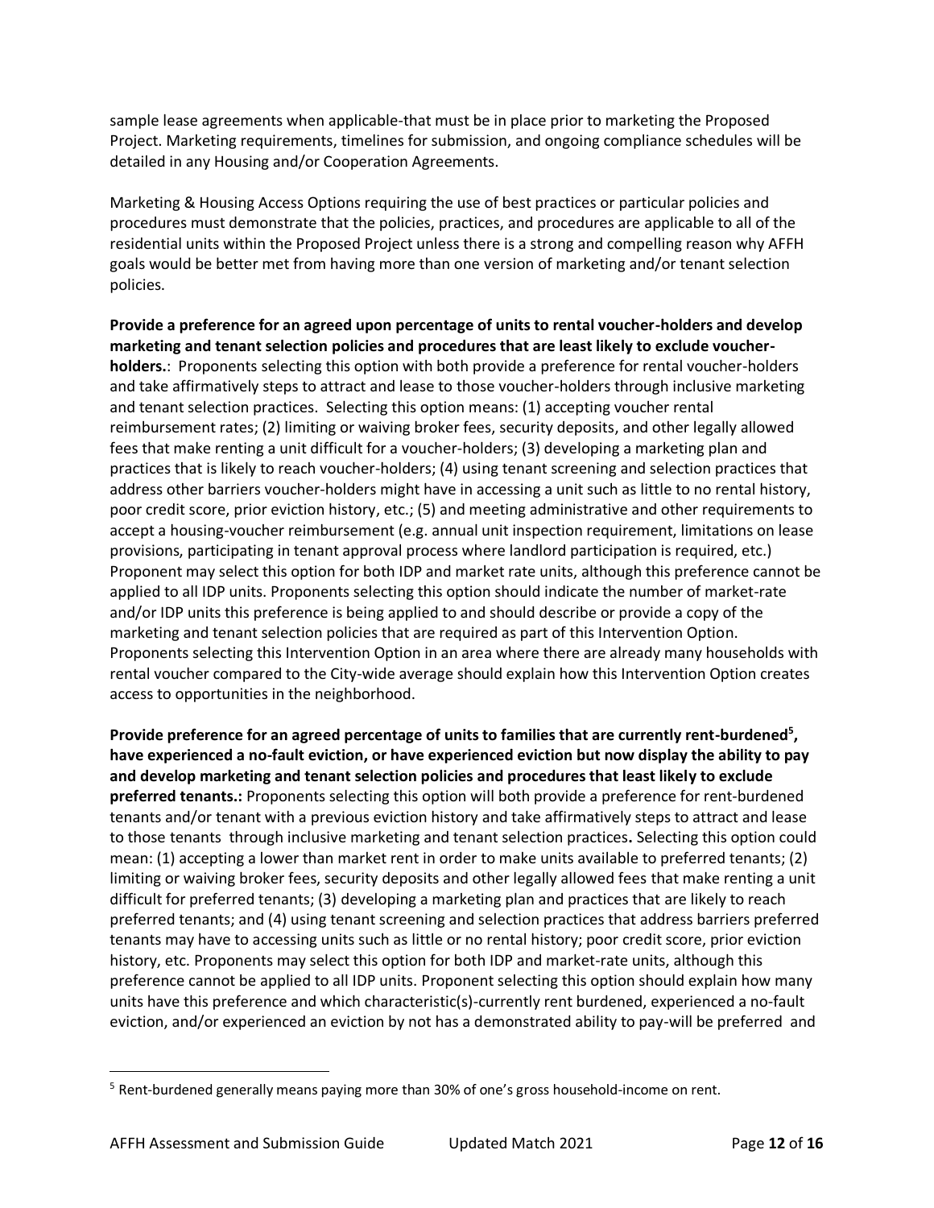sample lease agreements when applicable-that must be in place prior to marketing the Proposed Project. Marketing requirements, timelines for submission, and ongoing compliance schedules will be detailed in any Housing and/or Cooperation Agreements.

Marketing & Housing Access Options requiring the use of best practices or particular policies and procedures must demonstrate that the policies, practices, and procedures are applicable to all of the residential units within the Proposed Project unless there is a strong and compelling reason why AFFH goals would be better met from having more than one version of marketing and/or tenant selection policies.

**Provide a preference for an agreed upon percentage of units to rental voucher-holders and develop marketing and tenant selection policies and procedures that are least likely to exclude voucher-holders.**: Proponents selecting this option with both provide a preference for rental voucher-holders and take affirmatively steps to attract and lease to those voucher-holders through inclusive marketing and tenant selection practices. Selecting this option means: (1) accepting voucher rental reimbursement rates; (2) limiting or waiving broker fees, security deposits, and other legally allowed fees that make renting a unit difficult for a voucher-holders; (3) developing a marketing plan and practices that is likely to reach voucher-holders; (4) using tenant screening and selection practices that address other barriers voucher-holders might have in accessing a unit such as little to no rental history, poor credit score, prior eviction history, etc.; (5) and meeting administrative and other requirements to accept a housing-voucher reimbursement (e.g. annual unit inspection requirement, limitations on lease provisions, participating in tenant approval process where landlord participation is required, etc.) Proponent may select this option for both IDP and market rate units, although this preference cannot be applied to all IDP units. Proponents selecting this option should indicate the number of market-rate and/or IDP units this preference is being applied to and should describe or provide a copy of the marketing and tenant selection policies that are required as part of this Intervention Option. Proponents selecting this Intervention Option in an area where there are already many households with rental voucher compared to the City-wide average should explain how this Intervention Option creates access to opportunities in the neighborhood.

**Provide preference for an agreed percentage of units to families that are currently rent-burdened[5], have experienced a no-fault eviction, or have experienced eviction but now display the ability to pay and develop marketing and tenant selection policies and procedures that least likely to exclude preferred tenants.:** Proponents selecting this option will both provide a preference for rent-burdened tenants and/or tenant with a previous eviction history and take affirmatively steps to attract and lease to those tenants through inclusive marketing and tenant selection practices**.** Selecting this option could mean: (1) accepting a lower than market rent in order to make units available to preferred tenants; (2) limiting or waiving broker fees, security deposits and other legally allowed fees that make renting a unit difficult for preferred tenants; (3) developing a marketing plan and practices that are likely to reach preferred tenants; and (4) using tenant screening and selection practices that address barriers preferred tenants may have to accessing units such as little or no rental history; poor credit score, prior eviction history, etc. Proponents may select this option for both IDP and market-rate units, although this preference cannot be applied to all IDP units. Proponent selecting this option should explain how many units have this preference and which characteristic(s)-currently rent burdened, experienced a no-fault eviction, and/or experienced an eviction by not has a demonstrated ability to pay-will be preferred and

[5] Rent-burdened generally means paying more than 30% of one's gross household-income on rent.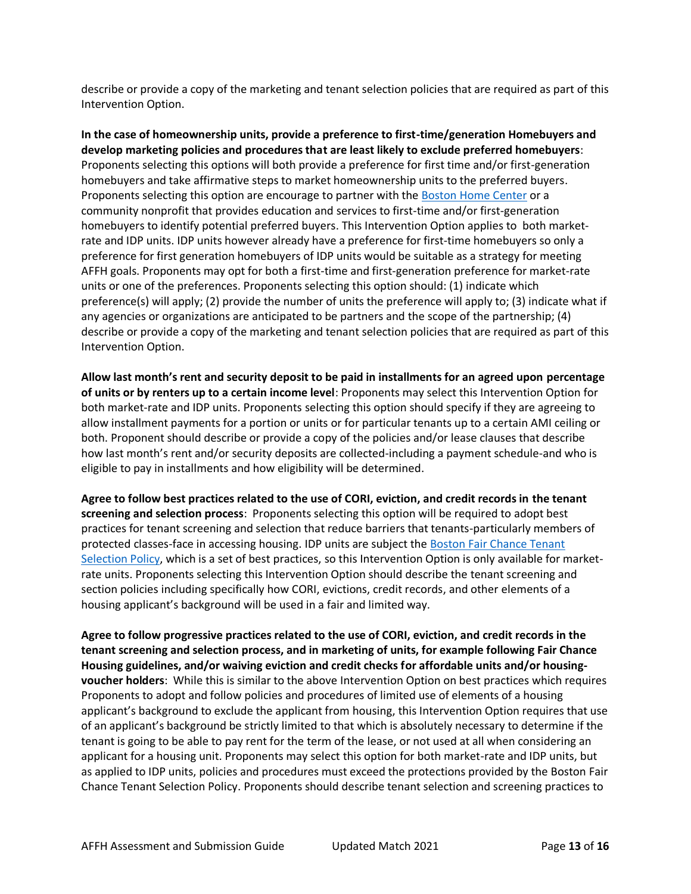describe or provide a copy of the marketing and tenant selection policies that are required as part of this Intervention Option.

**In the case of homeownership units, provide a preference to first-time/generation Homebuyers and develop marketing policies and procedures that are least likely to exclude preferred homebuyers**: Proponents selecting this options will both provide a preference for first time and/or first-generation homebuyers and take affirmative steps to market homeownership units to the preferred buyers. Proponents selecting this option are encourage to partner with the Boston Home Center or a community nonprofit that provides education and services to first-time and/or first-generation homebuyers to identify potential preferred buyers. This Intervention Option applies to both market-rate and IDP units. IDP units however already have a preference for first-time homebuyers so only a preference for first generation homebuyers of IDP units would be suitable as a strategy for meeting AFFH goals. Proponents may opt for both a first-time and first-generation preference for market-rate units or one of the preferences. Proponents selecting this option should: (1) indicate which preference(s) will apply; (2) provide the number of units the preference will apply to; (3) indicate what if any agencies or organizations are anticipated to be partners and the scope of the partnership; (4) describe or provide a copy of the marketing and tenant selection policies that are required as part of this Intervention Option.

**Allow last month's rent and security deposit to be paid in installments for an agreed upon percentage of units or by renters up to a certain income level**: Proponents may select this Intervention Option for both market-rate and IDP units. Proponents selecting this option should specify if they are agreeing to allow installment payments for a portion or units or for particular tenants up to a certain AMI ceiling or both. Proponent should describe or provide a copy of the policies and/or lease clauses that describe how last month's rent and/or security deposits are collected-including a payment schedule-and who is eligible to pay in installments and how eligibility will be determined.

**Agree to follow best practices related to the use of CORI, eviction, and credit records in the tenant screening and selection process**: Proponents selecting this option will be required to adopt best practices for tenant screening and selection that reduce barriers that tenants-particularly members of protected classes-face in accessing housing. IDP units are subject the Boston Fair Chance Tenant Selection Policy, which is a set of best practices, so this Intervention Option is only available for market-rate units. Proponents selecting this Intervention Option should describe the tenant screening and section policies including specifically how CORI, evictions, credit records, and other elements of a housing applicant's background will be used in a fair and limited way.

**Agree to follow progressive practices related to the use of CORI, eviction, and credit records in the tenant screening and selection process, and in marketing of units, for example following Fair Chance Housing guidelines, and/or waiving eviction and credit checks for affordable units and/or housing-voucher holders**: While this is similar to the above Intervention Option on best practices which requires Proponents to adopt and follow policies and procedures of limited use of elements of a housing applicant's background to exclude the applicant from housing, this Intervention Option requires that use of an applicant's background be strictly limited to that which is absolutely necessary to determine if the tenant is going to be able to pay rent for the term of the lease, or not used at all when considering an applicant for a housing unit. Proponents may select this option for both market-rate and IDP units, but as applied to IDP units, policies and procedures must exceed the protections provided by the Boston Fair Chance Tenant Selection Policy. Proponents should describe tenant selection and screening practices to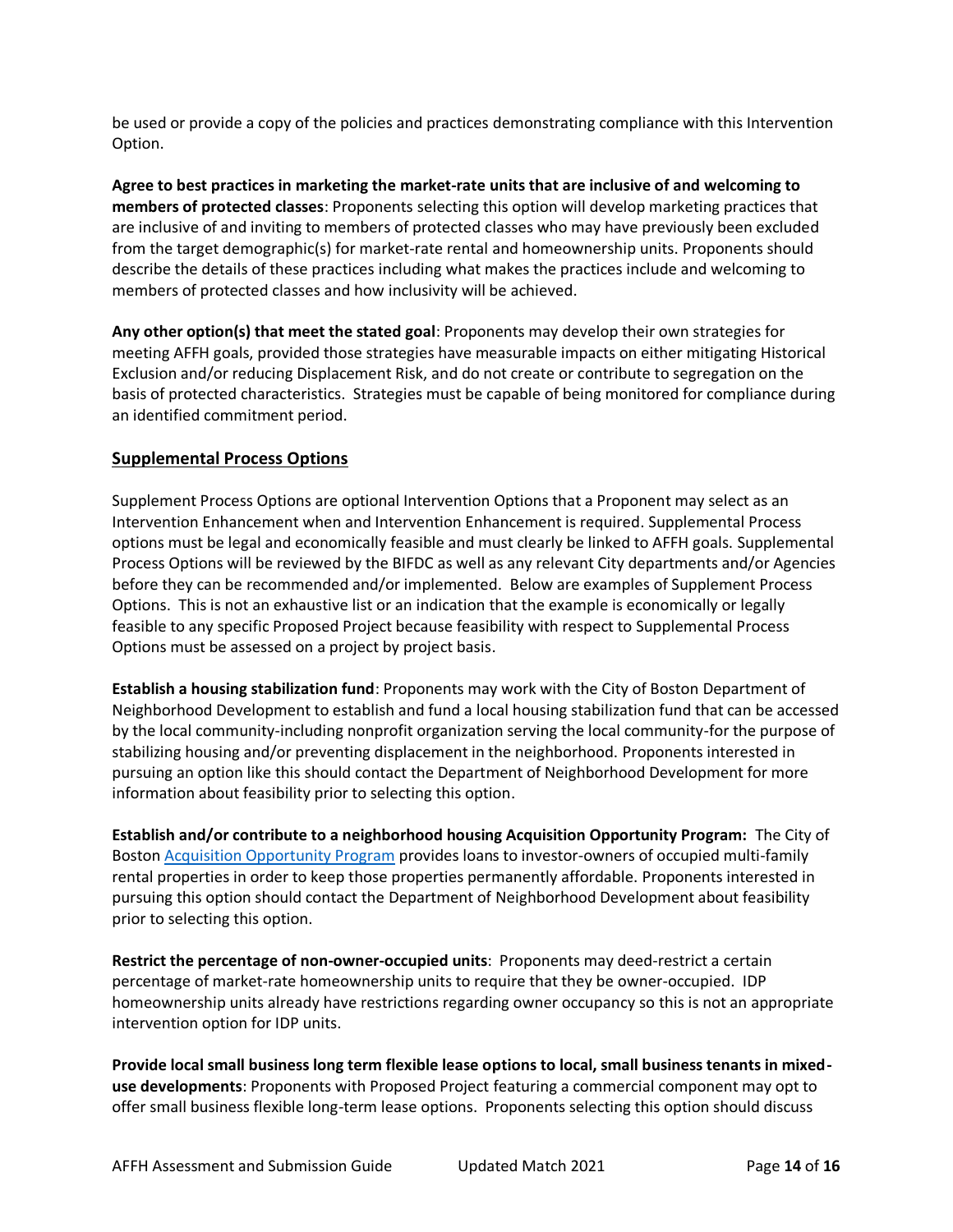be used or provide a copy of the policies and practices demonstrating compliance with this Intervention Option.

**Agree to best practices in marketing the market-rate units that are inclusive of and welcoming to members of protected classes**: Proponents selecting this option will develop marketing practices that are inclusive of and inviting to members of protected classes who may have previously been excluded from the target demographic(s) for market-rate rental and homeownership units. Proponents should describe the details of these practices including what makes the practices include and welcoming to members of protected classes and how inclusivity will be achieved.

**Any other option(s) that meet the stated goal**: Proponents may develop their own strategies for meeting AFFH goals, provided those strategies have measurable impacts on either mitigating Historical Exclusion and/or reducing Displacement Risk, and do not create or contribute to segregation on the basis of protected characteristics. Strategies must be capable of being monitored for compliance during an identified commitment period.

## Supplemental Process Options

Supplement Process Options are optional Intervention Options that a Proponent may select as an Intervention Enhancement when and Intervention Enhancement is required. Supplemental Process options must be legal and economically feasible and must clearly be linked to AFFH goals. Supplemental Process Options will be reviewed by the BIFDC as well as any relevant City departments and/or Agencies before they can be recommended and/or implemented. Below are examples of Supplement Process Options. This is not an exhaustive list or an indication that the example is economically or legally feasible to any specific Proposed Project because feasibility with respect to Supplemental Process Options must be assessed on a project by project basis.

**Establish a housing stabilization fund**: Proponents may work with the City of Boston Department of Neighborhood Development to establish and fund a local housing stabilization fund that can be accessed by the local community-including nonprofit organization serving the local community-for the purpose of stabilizing housing and/or preventing displacement in the neighborhood. Proponents interested in pursuing an option like this should contact the Department of Neighborhood Development for more information about feasibility prior to selecting this option.

**Establish and/or contribute to a neighborhood housing Acquisition Opportunity Program:** The City of Boston Acquisition Opportunity Program provides loans to investor-owners of occupied multi-family rental properties in order to keep those properties permanently affordable. Proponents interested in pursuing this option should contact the Department of Neighborhood Development about feasibility prior to selecting this option.

**Restrict the percentage of non-owner-occupied units**: Proponents may deed-restrict a certain percentage of market-rate homeownership units to require that they be owner-occupied. IDP homeownership units already have restrictions regarding owner occupancy so this is not an appropriate intervention option for IDP units.

**Provide local small business long term flexible lease options to local, small business tenants in mixed-use developments**: Proponents with Proposed Project featuring a commercial component may opt to offer small business flexible long-term lease options. Proponents selecting this option should discuss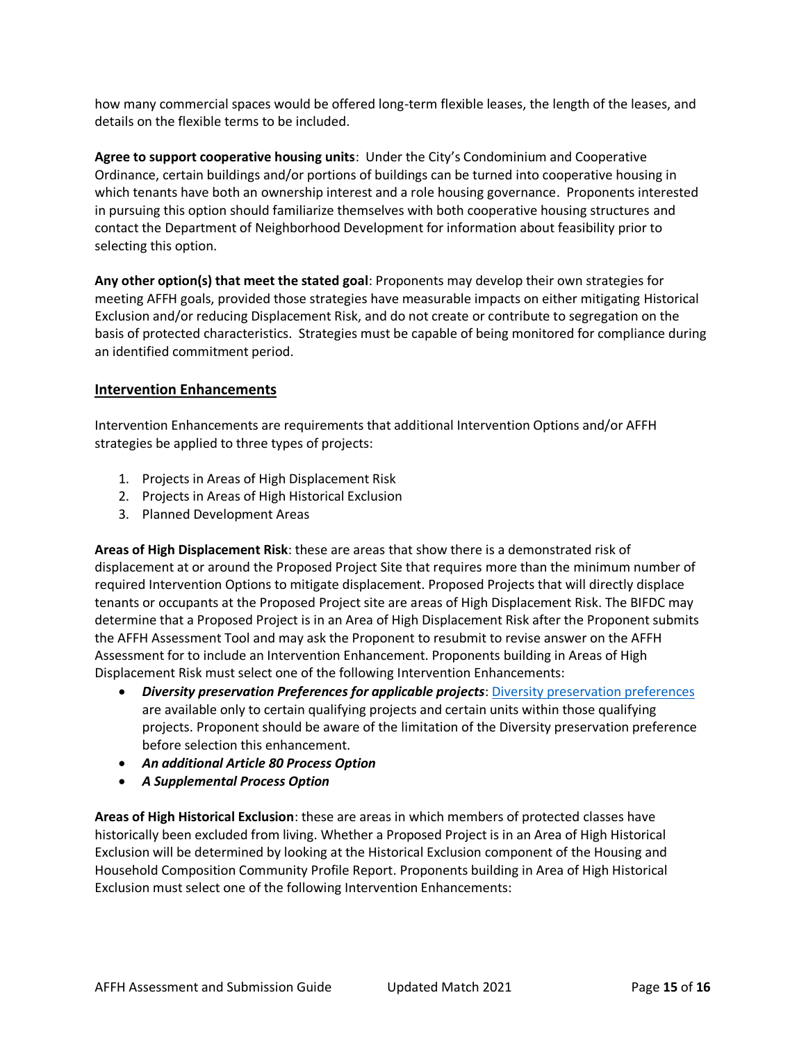how many commercial spaces would be offered long-term flexible leases, the length of the leases, and details on the flexible terms to be included.

**Agree to support cooperative housing units**: Under the City's Condominium and Cooperative Ordinance, certain buildings and/or portions of buildings can be turned into cooperative housing in which tenants have both an ownership interest and a role housing governance. Proponents interested in pursuing this option should familiarize themselves with both cooperative housing structures and contact the Department of Neighborhood Development for information about feasibility prior to selecting this option.

**Any other option(s) that meet the stated goal**: Proponents may develop their own strategies for meeting AFFH goals, provided those strategies have measurable impacts on either mitigating Historical Exclusion and/or reducing Displacement Risk, and do not create or contribute to segregation on the basis of protected characteristics. Strategies must be capable of being monitored for compliance during an identified commitment period.

## Intervention Enhancements

Intervention Enhancements are requirements that additional Intervention Options and/or AFFH strategies be applied to three types of projects:

1. Projects in Areas of High Displacement Risk
2. Projects in Areas of High Historical Exclusion
3. Planned Development Areas

**Areas of High Displacement Risk**: these are areas that show there is a demonstrated risk of displacement at or around the Proposed Project Site that requires more than the minimum number of required Intervention Options to mitigate displacement. Proposed Projects that will directly displace tenants or occupants at the Proposed Project site are areas of High Displacement Risk. The BIFDC may determine that a Proposed Project is in an Area of High Displacement Risk after the Proponent submits the AFFH Assessment Tool and may ask the Proponent to resubmit to revise answer on the AFFH Assessment for to include an Intervention Enhancement. Proponents building in Areas of High Displacement Risk must select one of the following Intervention Enhancements:

- ***Diversity preservation Preferences for applicable projects***: Diversity preservation preferences are available only to certain qualifying projects and certain units within those qualifying projects. Proponent should be aware of the limitation of the Diversity preservation preference before selection this enhancement.
- ***An additional Article 80 Process Option***
- ***A Supplemental Process Option***

**Areas of High Historical Exclusion**: these are areas in which members of protected classes have historically been excluded from living. Whether a Proposed Project is in an Area of High Historical Exclusion will be determined by looking at the Historical Exclusion component of the Housing and Household Composition Community Profile Report. Proponents building in Area of High Historical Exclusion must select one of the following Intervention Enhancements: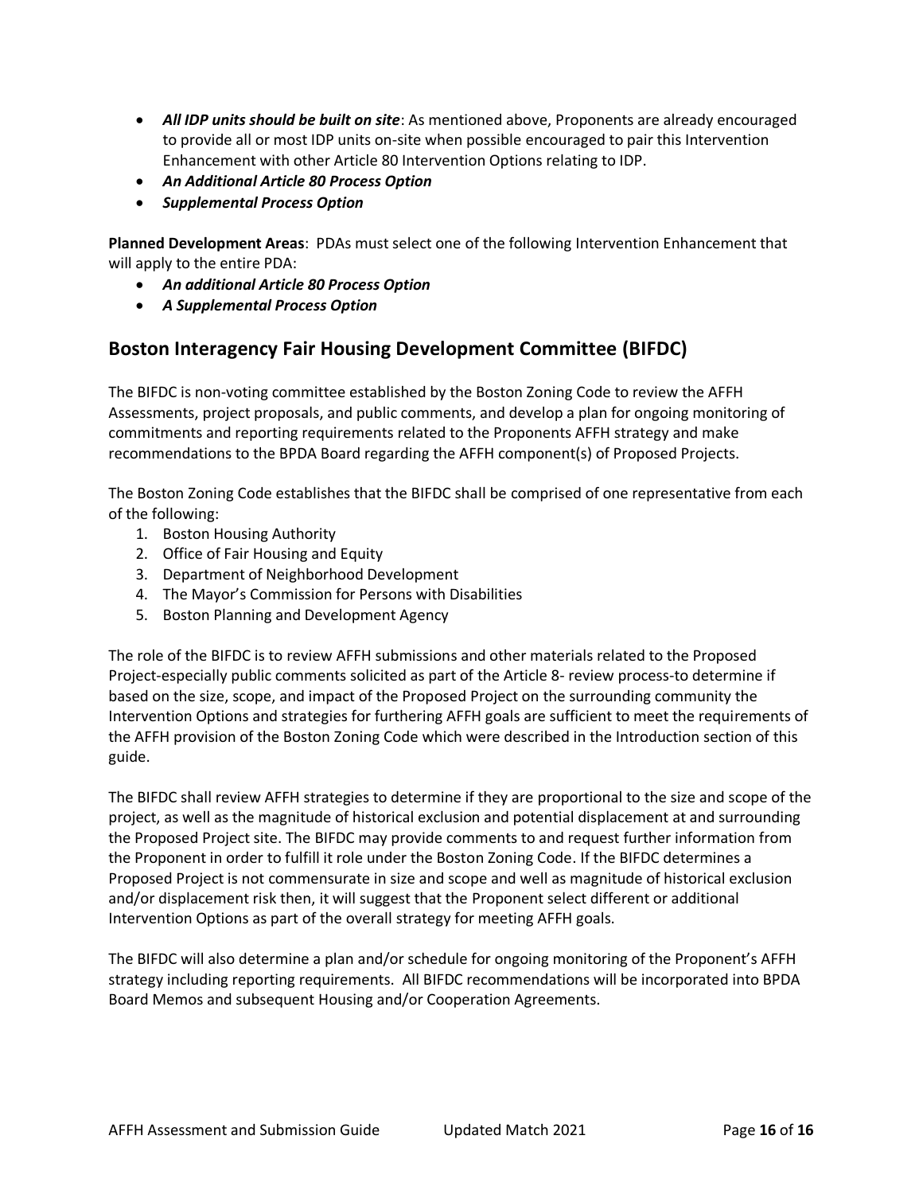- ***All IDP units should be built on site***: As mentioned above, Proponents are already encouraged to provide all or most IDP units on-site when possible encouraged to pair this Intervention Enhancement with other Article 80 Intervention Options relating to IDP.
- ***An Additional Article 80 Process Option***
- ***Supplemental Process Option***

**Planned Development Areas**: PDAs must select one of the following Intervention Enhancement that will apply to the entire PDA:

- ***An additional Article 80 Process Option***
- ***A Supplemental Process Option***

## Boston Interagency Fair Housing Development Committee (BIFDC)

The BIFDC is non-voting committee established by the Boston Zoning Code to review the AFFH Assessments, project proposals, and public comments, and develop a plan for ongoing monitoring of commitments and reporting requirements related to the Proponents AFFH strategy and make recommendations to the BPDA Board regarding the AFFH component(s) of Proposed Projects.

The Boston Zoning Code establishes that the BIFDC shall be comprised of one representative from each of the following:

1. Boston Housing Authority
2. Office of Fair Housing and Equity
3. Department of Neighborhood Development
4. The Mayor's Commission for Persons with Disabilities
5. Boston Planning and Development Agency

The role of the BIFDC is to review AFFH submissions and other materials related to the Proposed Project-especially public comments solicited as part of the Article 8- review process-to determine if based on the size, scope, and impact of the Proposed Project on the surrounding community the Intervention Options and strategies for furthering AFFH goals are sufficient to meet the requirements of the AFFH provision of the Boston Zoning Code which were described in the Introduction section of this guide.

The BIFDC shall review AFFH strategies to determine if they are proportional to the size and scope of the project, as well as the magnitude of historical exclusion and potential displacement at and surrounding the Proposed Project site. The BIFDC may provide comments to and request further information from the Proponent in order to fulfill it role under the Boston Zoning Code. If the BIFDC determines a Proposed Project is not commensurate in size and scope and well as magnitude of historical exclusion and/or displacement risk then, it will suggest that the Proponent select different or additional Intervention Options as part of the overall strategy for meeting AFFH goals.

The BIFDC will also determine a plan and/or schedule for ongoing monitoring of the Proponent's AFFH strategy including reporting requirements. All BIFDC recommendations will be incorporated into BPDA Board Memos and subsequent Housing and/or Cooperation Agreements.